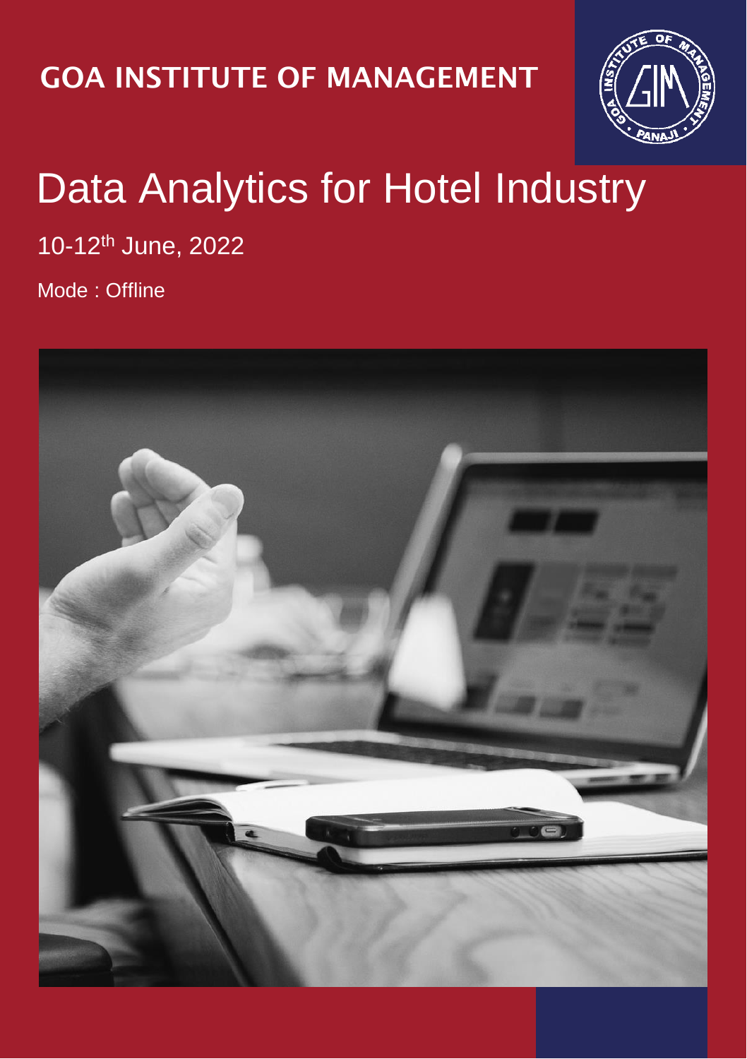GOA INSTITUTE OF MANAGEMENT

# Data Analytics for Hotel Industry

10-12th June, 2022

Mode : Offline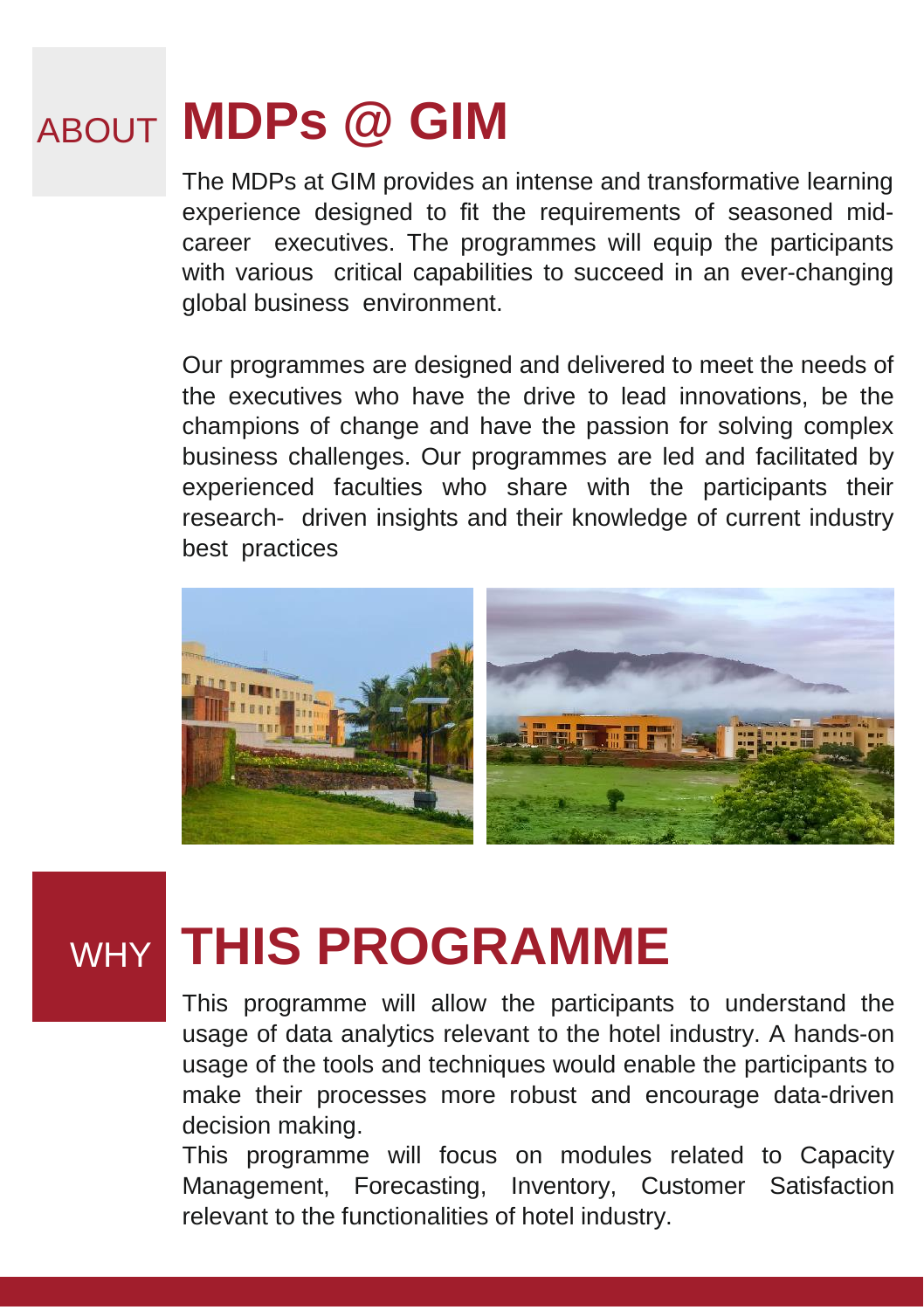## ABOUT MDPs @ GIM

The MDPs at GIM provides an intense and transformative learning experience designed to fit the requirements of seasoned mid-career executives. The programmes will equip the participants with various critical capabilities to succeed in an ever-changing global business environment.

Our programmes are designed and delivered to meet the needs of the executives who have the drive to lead innovations, be the champions of change and have the passion for solving complex business challenges. Our programmes are led and facilitated by experienced faculties who share with the participants their research- driven insights and their knowledge of current industry best practices

## WHY THIS PROGRAMME

This programme will allow the participants to understand the usage of data analytics relevant to the hotel industry. A hands-on usage of the tools and techniques would enable the participants to make their processes more robust and encourage data-driven decision making.

This programme will focus on modules related to Capacity Management, Forecasting, Inventory, Customer Satisfaction relevant to the functionalities of hotel industry.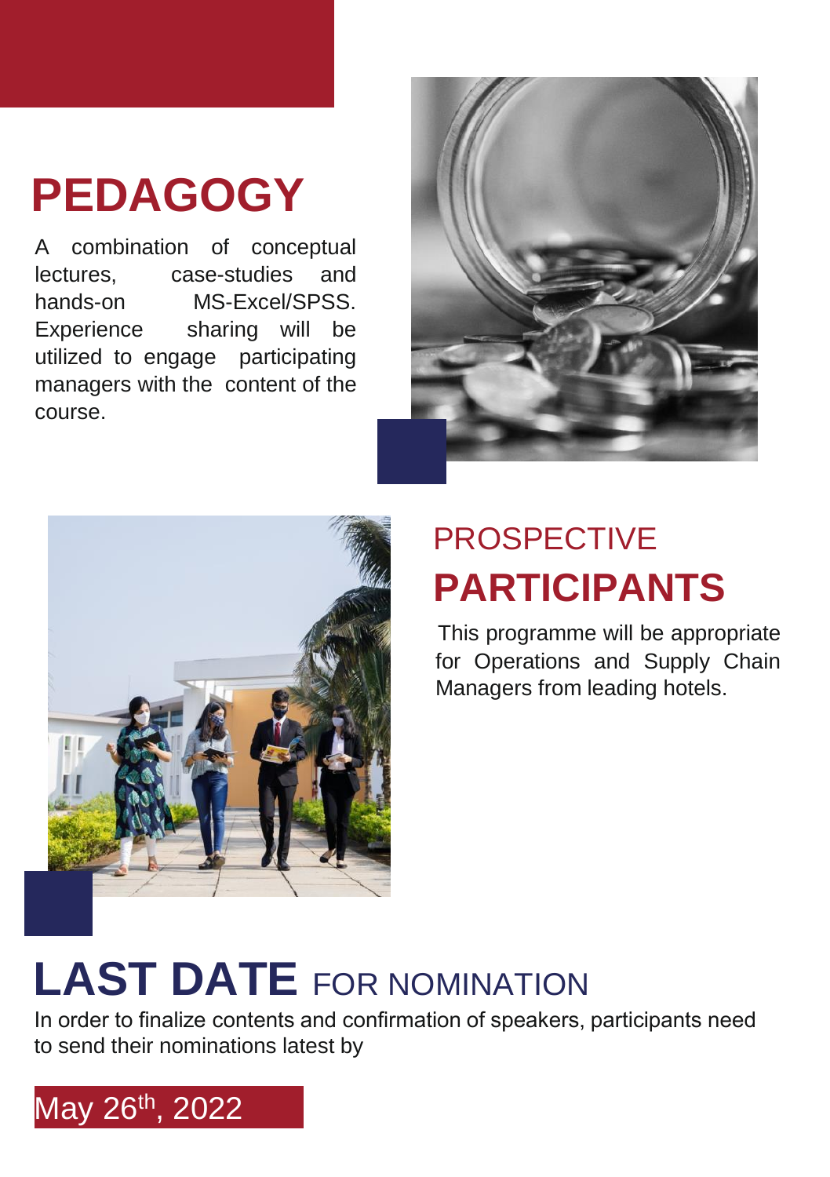# PEDAGOGY

A combination of conceptual lectures, case-studies and hands-on MS-Excel/SPSS. Experience sharing will be utilized to engage participating managers with the content of the course.

# PROSPECTIVE PARTICIPANTS

This programme will be appropriate for Operations and Supply Chain Managers from leading hotels.

# LAST DATE FOR NOMINATION

In order to finalize contents and confirmation of speakers, participants need to send their nominations latest by

**May 26th, 2022**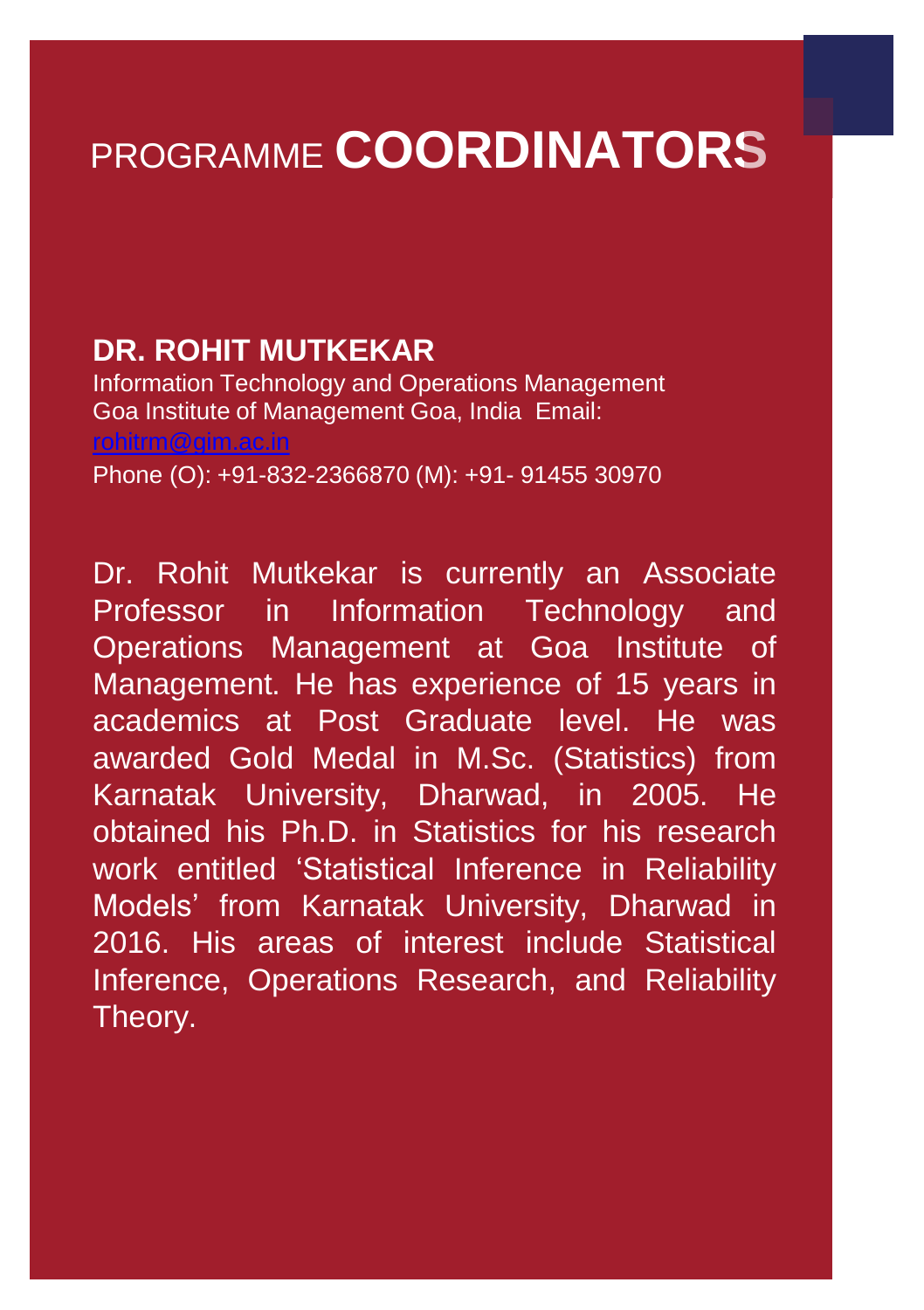# PROGRAMME **COORDINATORS**

## DR. ROHIT MUTKEKAR

Information Technology and Operations Management
Goa Institute of Management Goa, India Email: rohitrm@gim.ac.in
Phone (O): +91-832-2366870 (M): +91- 91455 30970

Dr. Rohit Mutkekar is currently an Associate Professor in Information Technology and Operations Management at Goa Institute of Management. He has experience of 15 years in academics at Post Graduate level. He was awarded Gold Medal in M.Sc. (Statistics) from Karnatak University, Dharwad, in 2005. He obtained his Ph.D. in Statistics for his research work entitled 'Statistical Inference in Reliability Models' from Karnatak University, Dharwad in 2016. His areas of interest include Statistical Inference, Operations Research, and Reliability Theory.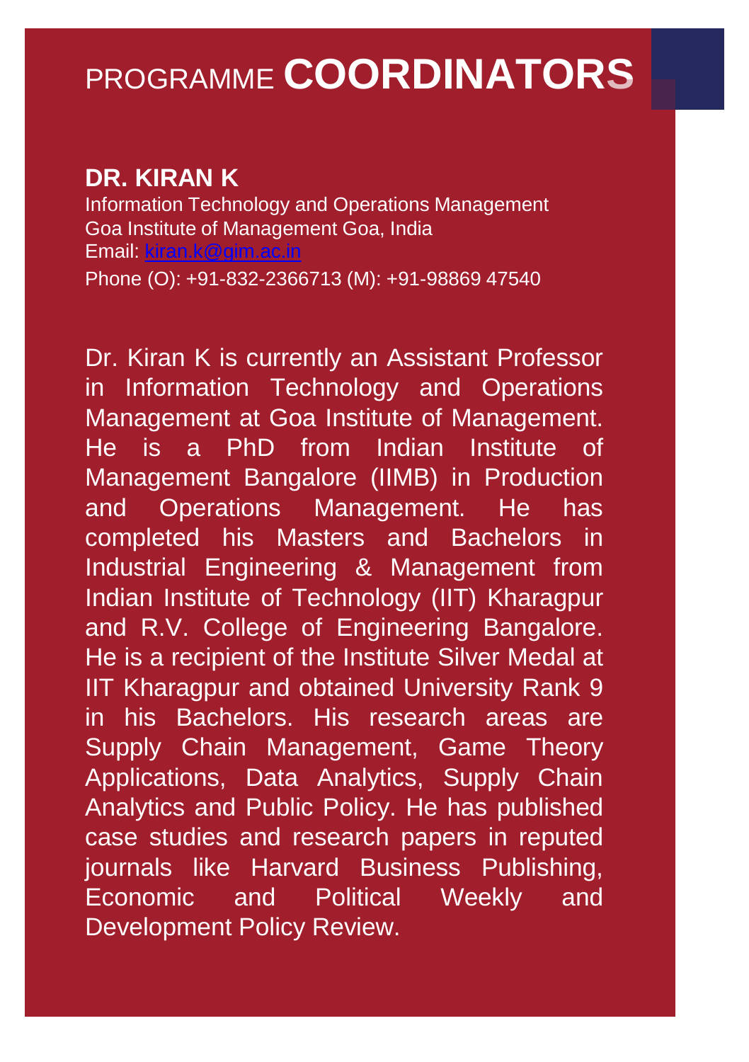# PROGRAMME **COORDINATORS**

## DR. KIRAN K

Information Technology and Operations Management
Goa Institute of Management Goa, India
Email: [kiran.k@gim.ac.in](mailto:kiran.k@gim.ac.in)
Phone (O): +91-832-2366713 (M): +91-98869 47540

Dr. Kiran K is currently an Assistant Professor in Information Technology and Operations Management at Goa Institute of Management. He is a PhD from Indian Institute of Management Bangalore (IIMB) in Production and Operations Management. He has completed his Masters and Bachelors in Industrial Engineering & Management from Indian Institute of Technology (IIT) Kharagpur and R.V. College of Engineering Bangalore. He is a recipient of the Institute Silver Medal at IIT Kharagpur and obtained University Rank 9 in his Bachelors. His research areas are Supply Chain Management, Game Theory Applications, Data Analytics, Supply Chain Analytics and Public Policy. He has published case studies and research papers in reputed journals like Harvard Business Publishing, Economic and Political Weekly and Development Policy Review.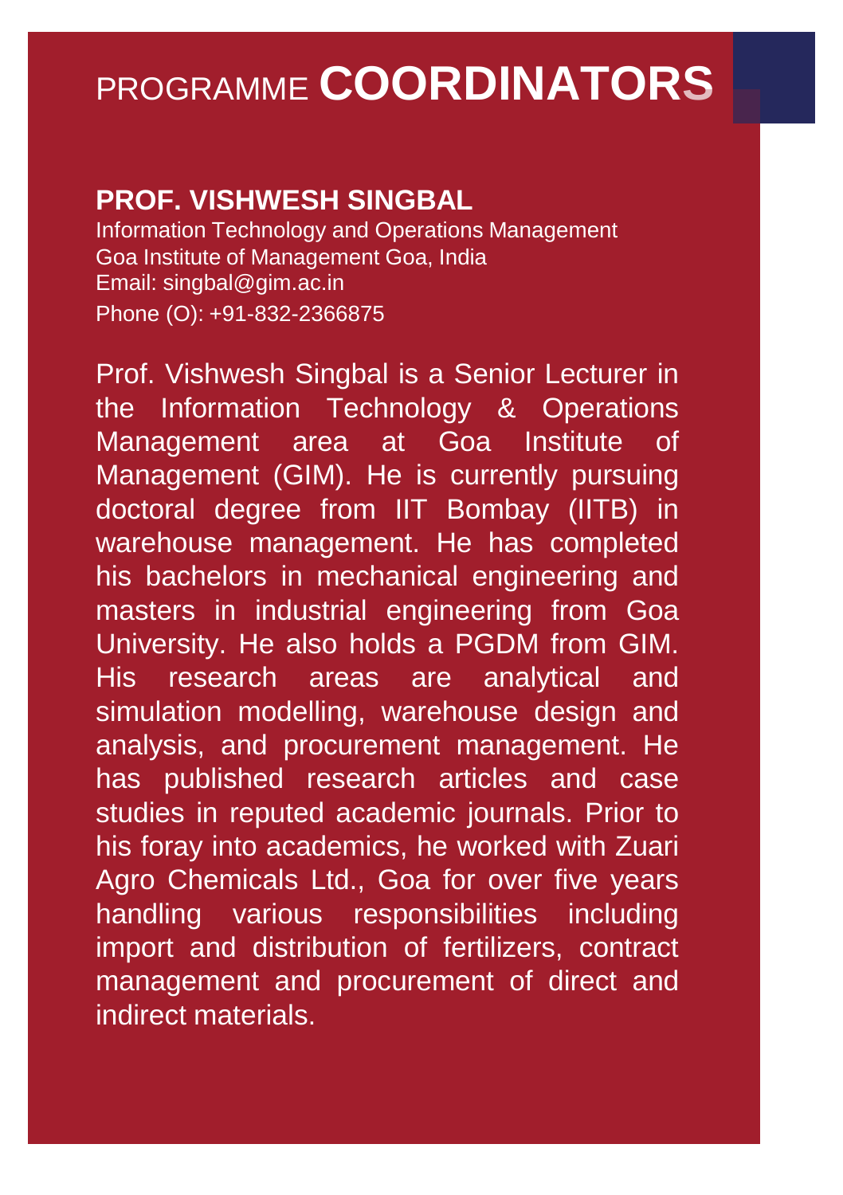# PROGRAMME **COORDINATORS**

## PROF. VISHWESH SINGBAL

Information Technology and Operations Management
Goa Institute of Management Goa, India
Email: singbal@gim.ac.in
Phone (O): +91-832-2366875

Prof. Vishwesh Singbal is a Senior Lecturer in the Information Technology & Operations Management area at Goa Institute of Management (GIM). He is currently pursuing doctoral degree from IIT Bombay (IITB) in warehouse management. He has completed his bachelors in mechanical engineering and masters in industrial engineering from Goa University. He also holds a PGDM from GIM. His research areas are analytical and simulation modelling, warehouse design and analysis, and procurement management. He has published research articles and case studies in reputed academic journals. Prior to his foray into academics, he worked with Zuari Agro Chemicals Ltd., Goa for over five years handling various responsibilities including import and distribution of fertilizers, contract management and procurement of direct and indirect materials.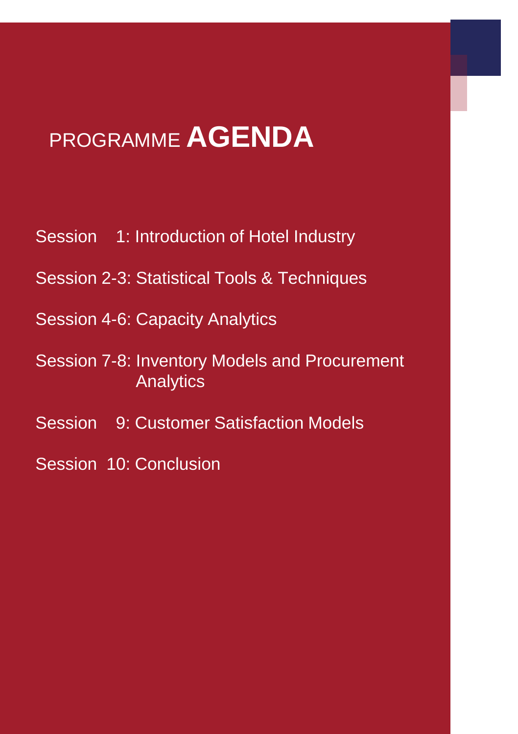# PROGRAMME **AGENDA**

Session 1: Introduction of Hotel Industry

Session 2-3: Statistical Tools & Techniques

Session 4-6: Capacity Analytics

Session 7-8: Inventory Models and Procurement Analytics

Session 9: Customer Satisfaction Models

Session 10: Conclusion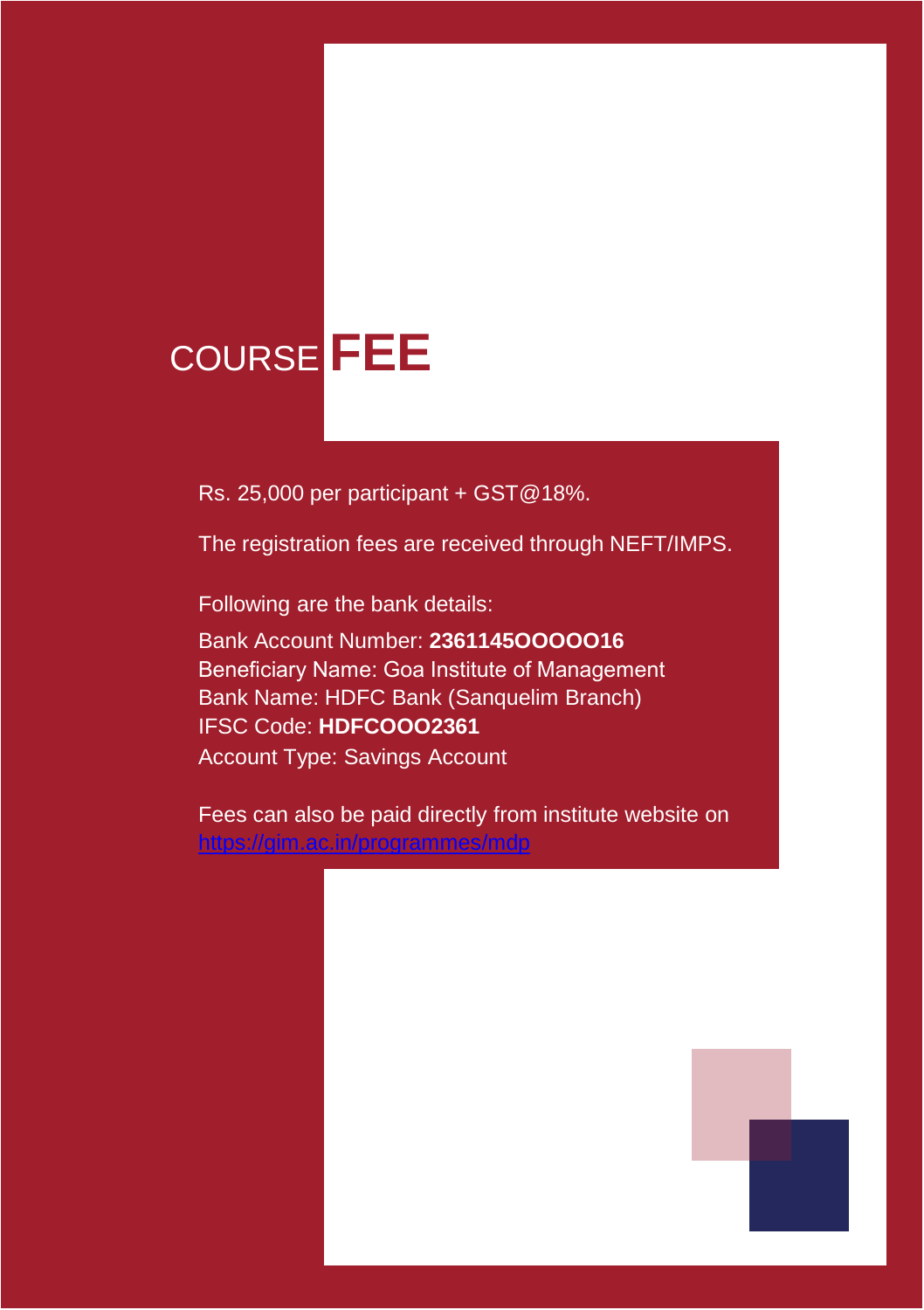# COURSE **FEE**

Rs. 25,000 per participant + GST@18%.

The registration fees are received through NEFT/IMPS.

Following are the bank details:

Bank Account Number: **2361145OOOOO16**
Beneficiary Name: Goa Institute of Management
Bank Name: HDFC Bank (Sanquelim Branch)
IFSC Code: **HDFCOOO2361**
Account Type: Savings Account

Fees can also be paid directly from institute website on [https://gim.ac.in/programmes/mdp](https://gim.ac.in/programmes/mdp)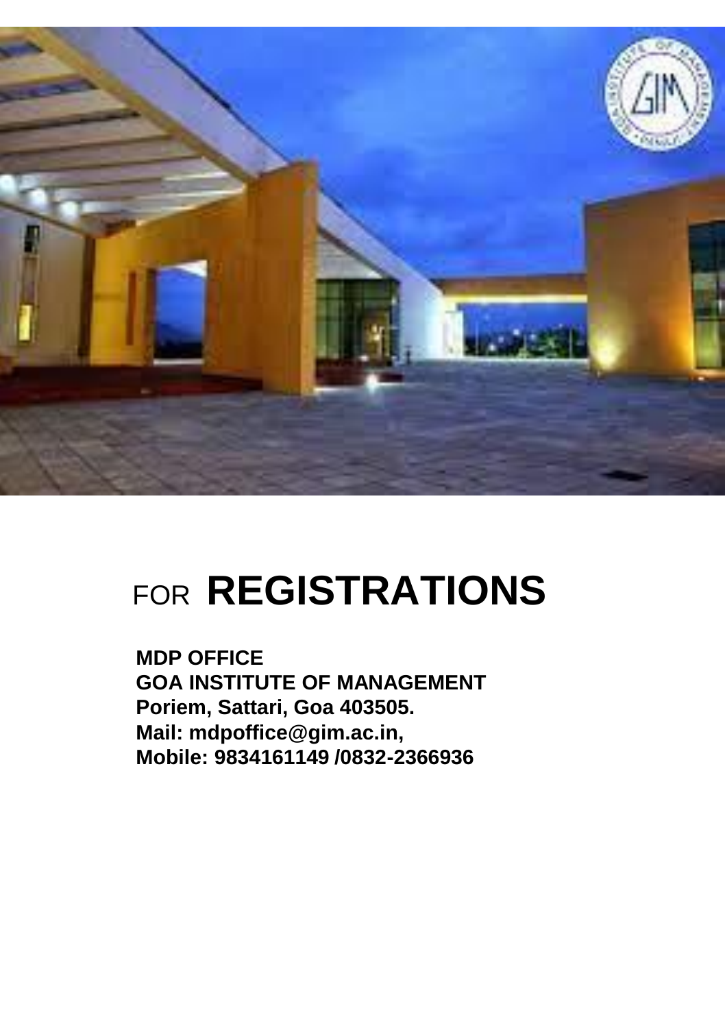# FOR **REGISTRATIONS**

**MDP OFFICE**
**GOA INSTITUTE OF MANAGEMENT**
**Poriem, Sattari, Goa 403505.**
**Mail: mdpoffice@gim.ac.in,**
**Mobile: 9834161149 /0832-2366936**